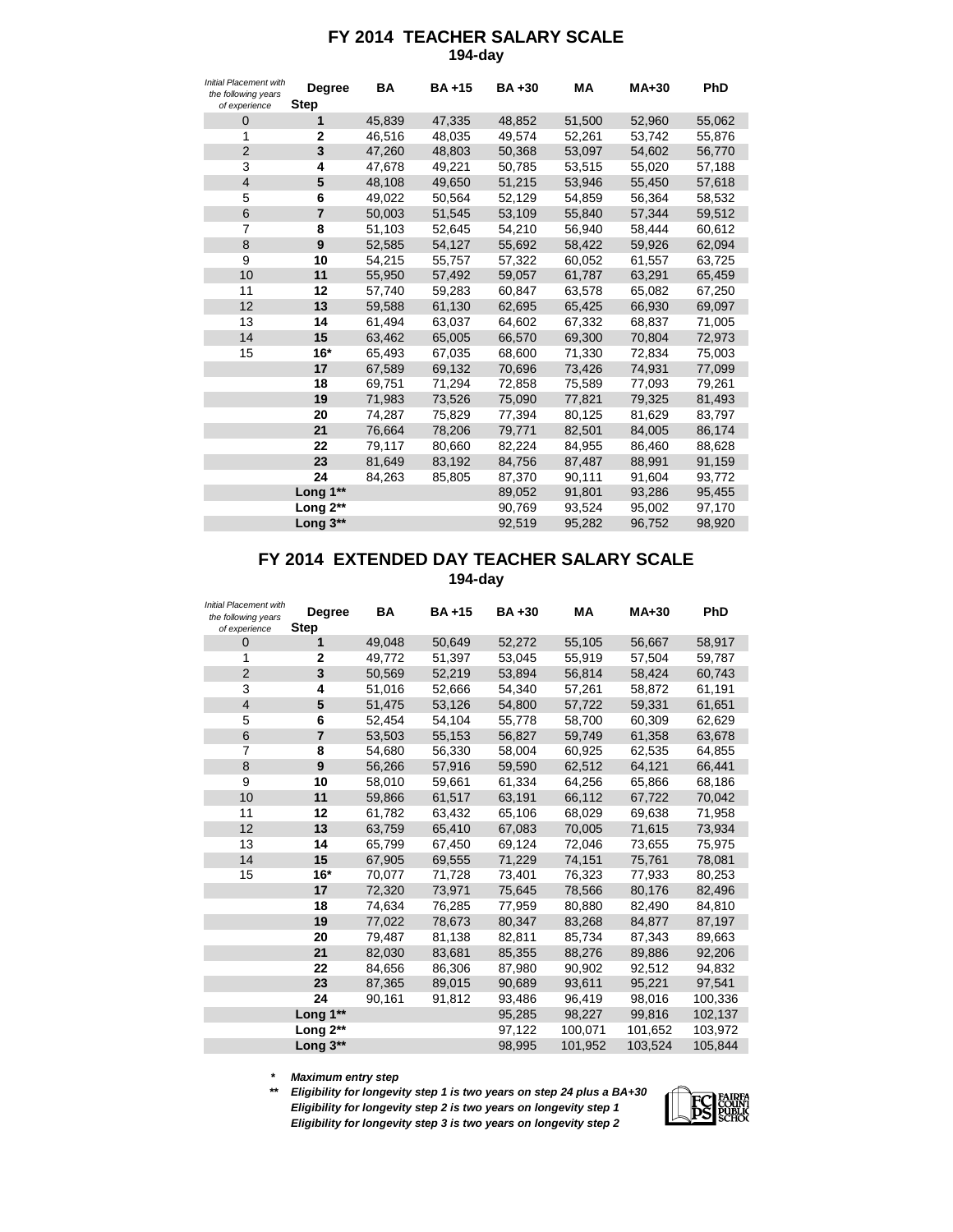# FY 2014 TEACHER SALARY SCALE

## 194-day

| *Initial Placement with the following years of experience* | Degree Step | BA | BA +15 | BA +30 | MA | MA+30 | PhD |
|---|---|---|---|---|---|---|---|
| 0 | **1** | 45,839 | 47,335 | 48,852 | 51,500 | 52,960 | 55,062 |
| 1 | **2** | 46,516 | 48,035 | 49,574 | 52,261 | 53,742 | 55,876 |
| 2 | **3** | 47,260 | 48,803 | 50,368 | 53,097 | 54,602 | 56,770 |
| 3 | **4** | 47,678 | 49,221 | 50,785 | 53,515 | 55,020 | 57,188 |
| 4 | **5** | 48,108 | 49,650 | 51,215 | 53,946 | 55,450 | 57,618 |
| 5 | **6** | 49,022 | 50,564 | 52,129 | 54,859 | 56,364 | 58,532 |
| 6 | **7** | 50,003 | 51,545 | 53,109 | 55,840 | 57,344 | 59,512 |
| 7 | **8** | 51,103 | 52,645 | 54,210 | 56,940 | 58,444 | 60,612 |
| 8 | **9** | 52,585 | 54,127 | 55,692 | 58,422 | 59,926 | 62,094 |
| 9 | **10** | 54,215 | 55,757 | 57,322 | 60,052 | 61,557 | 63,725 |
| 10 | **11** | 55,950 | 57,492 | 59,057 | 61,787 | 63,291 | 65,459 |
| 11 | **12** | 57,740 | 59,283 | 60,847 | 63,578 | 65,082 | 67,250 |
| 12 | **13** | 59,588 | 61,130 | 62,695 | 65,425 | 66,930 | 69,097 |
| 13 | **14** | 61,494 | 63,037 | 64,602 | 67,332 | 68,837 | 71,005 |
| 14 | **15** | 63,462 | 65,005 | 66,570 | 69,300 | 70,804 | 72,973 |
| 15 | **16*** | 65,493 | 67,035 | 68,600 | 71,330 | 72,834 | 75,003 |
| | **17** | 67,589 | 69,132 | 70,696 | 73,426 | 74,931 | 77,099 |
| | **18** | 69,751 | 71,294 | 72,858 | 75,589 | 77,093 | 79,261 |
| | **19** | 71,983 | 73,526 | 75,090 | 77,821 | 79,325 | 81,493 |
| | **20** | 74,287 | 75,829 | 77,394 | 80,125 | 81,629 | 83,797 |
| | **21** | 76,664 | 78,206 | 79,771 | 82,501 | 84,005 | 86,174 |
| | **22** | 79,117 | 80,660 | 82,224 | 84,955 | 86,460 | 88,628 |
| | **23** | 81,649 | 83,192 | 84,756 | 87,487 | 88,991 | 91,159 |
| | **24** | 84,263 | 85,805 | 87,370 | 90,111 | 91,604 | 93,772 |
| | **Long 1**** | | | 89,052 | 91,801 | 93,286 | 95,455 |
| | **Long 2**** | | | 90,769 | 93,524 | 95,002 | 97,170 |
| | **Long 3**** | | | 92,519 | 95,282 | 96,752 | 98,920 |

# FY 2014 EXTENDED DAY TEACHER SALARY SCALE

## 194-day

| *Initial Placement with the following years of experience* | Degree Step | BA | BA +15 | BA +30 | MA | MA+30 | PhD |
|---|---|---|---|---|---|---|---|
| 0 | **1** | 49,048 | 50,649 | 52,272 | 55,105 | 56,667 | 58,917 |
| 1 | **2** | 49,772 | 51,397 | 53,045 | 55,919 | 57,504 | 59,787 |
| 2 | **3** | 50,569 | 52,219 | 53,894 | 56,814 | 58,424 | 60,743 |
| 3 | **4** | 51,016 | 52,666 | 54,340 | 57,261 | 58,872 | 61,191 |
| 4 | **5** | 51,475 | 53,126 | 54,800 | 57,722 | 59,331 | 61,651 |
| 5 | **6** | 52,454 | 54,104 | 55,778 | 58,700 | 60,309 | 62,629 |
| 6 | **7** | 53,503 | 55,153 | 56,827 | 59,749 | 61,358 | 63,678 |
| 7 | **8** | 54,680 | 56,330 | 58,004 | 60,925 | 62,535 | 64,855 |
| 8 | **9** | 56,266 | 57,916 | 59,590 | 62,512 | 64,121 | 66,441 |
| 9 | **10** | 58,010 | 59,661 | 61,334 | 64,256 | 65,866 | 68,186 |
| 10 | **11** | 59,866 | 61,517 | 63,191 | 66,112 | 67,722 | 70,042 |
| 11 | **12** | 61,782 | 63,432 | 65,106 | 68,029 | 69,638 | 71,958 |
| 12 | **13** | 63,759 | 65,410 | 67,083 | 70,005 | 71,615 | 73,934 |
| 13 | **14** | 65,799 | 67,450 | 69,124 | 72,046 | 73,655 | 75,975 |
| 14 | **15** | 67,905 | 69,555 | 71,229 | 74,151 | 75,761 | 78,081 |
| 15 | **16*** | 70,077 | 71,728 | 73,401 | 76,323 | 77,933 | 80,253 |
| | **17** | 72,320 | 73,971 | 75,645 | 78,566 | 80,176 | 82,496 |
| | **18** | 74,634 | 76,285 | 77,959 | 80,880 | 82,490 | 84,810 |
| | **19** | 77,022 | 78,673 | 80,347 | 83,268 | 84,877 | 87,197 |
| | **20** | 79,487 | 81,138 | 82,811 | 85,734 | 87,343 | 89,663 |
| | **21** | 82,030 | 83,681 | 85,355 | 88,276 | 89,886 | 92,206 |
| | **22** | 84,656 | 86,306 | 87,980 | 90,902 | 92,512 | 94,832 |
| | **23** | 87,365 | 89,015 | 90,689 | 93,611 | 95,221 | 97,541 |
| | **24** | 90,161 | 91,812 | 93,486 | 96,419 | 98,016 | 100,336 |
| | **Long 1**** | | | 95,285 | 98,227 | 99,816 | 102,137 |
| | **Long 2**** | | | 97,122 | 100,071 | 101,652 | 103,972 |
| | **Long 3**** | | | 98,995 | 101,952 | 103,524 | 105,844 |

*\* Maximum entry step*

*\*\* Eligibility for longevity step 1 is two years on step 24 plus a BA+30*
*Eligibility for longevity step 2 is two years on longevity step 1*
*Eligibility for longevity step 3 is two years on longevity step 2*

FCPS FAIRFAX COUNTY PUBLIC SCHOOLS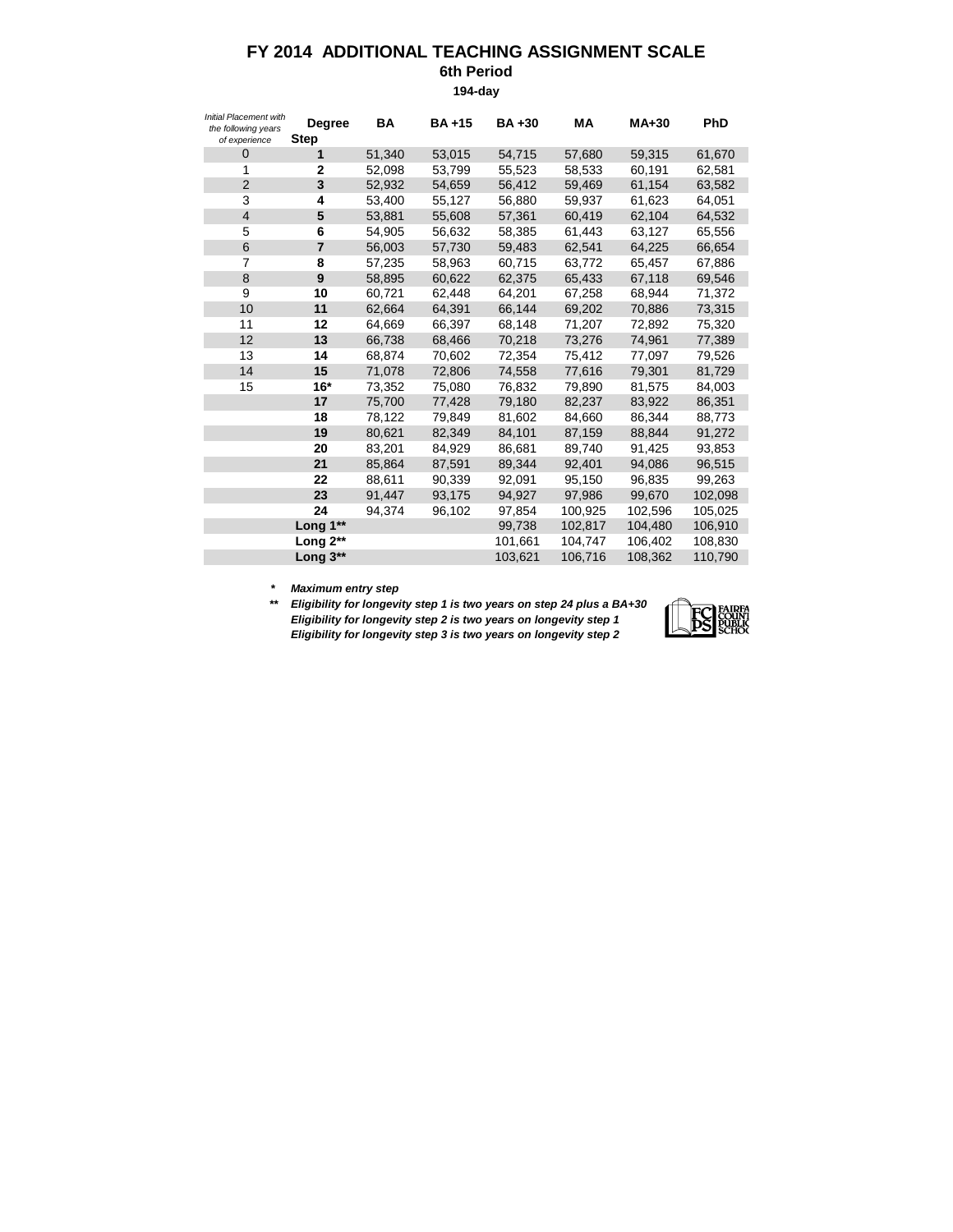# FY 2014 ADDITIONAL TEACHING ASSIGNMENT SCALE

## 6th Period

### 194-day

| *Initial Placement with the following years of experience* | Degree Step | BA | BA +15 | BA +30 | MA | MA+30 | PhD |
|---|---|---|---|---|---|---|---|
| 0 | **1** | 51,340 | 53,015 | 54,715 | 57,680 | 59,315 | 61,670 |
| 1 | **2** | 52,098 | 53,799 | 55,523 | 58,533 | 60,191 | 62,581 |
| 2 | **3** | 52,932 | 54,659 | 56,412 | 59,469 | 61,154 | 63,582 |
| 3 | **4** | 53,400 | 55,127 | 56,880 | 59,937 | 61,623 | 64,051 |
| 4 | **5** | 53,881 | 55,608 | 57,361 | 60,419 | 62,104 | 64,532 |
| 5 | **6** | 54,905 | 56,632 | 58,385 | 61,443 | 63,127 | 65,556 |
| 6 | **7** | 56,003 | 57,730 | 59,483 | 62,541 | 64,225 | 66,654 |
| 7 | **8** | 57,235 | 58,963 | 60,715 | 63,772 | 65,457 | 67,886 |
| 8 | **9** | 58,895 | 60,622 | 62,375 | 65,433 | 67,118 | 69,546 |
| 9 | **10** | 60,721 | 62,448 | 64,201 | 67,258 | 68,944 | 71,372 |
| 10 | **11** | 62,664 | 64,391 | 66,144 | 69,202 | 70,886 | 73,315 |
| 11 | **12** | 64,669 | 66,397 | 68,148 | 71,207 | 72,892 | 75,320 |
| 12 | **13** | 66,738 | 68,466 | 70,218 | 73,276 | 74,961 | 77,389 |
| 13 | **14** | 68,874 | 70,602 | 72,354 | 75,412 | 77,097 | 79,526 |
| 14 | **15** | 71,078 | 72,806 | 74,558 | 77,616 | 79,301 | 81,729 |
| 15 | **16*** | 73,352 | 75,080 | 76,832 | 79,890 | 81,575 | 84,003 |
| | **17** | 75,700 | 77,428 | 79,180 | 82,237 | 83,922 | 86,351 |
| | **18** | 78,122 | 79,849 | 81,602 | 84,660 | 86,344 | 88,773 |
| | **19** | 80,621 | 82,349 | 84,101 | 87,159 | 88,844 | 91,272 |
| | **20** | 83,201 | 84,929 | 86,681 | 89,740 | 91,425 | 93,853 |
| | **21** | 85,864 | 87,591 | 89,344 | 92,401 | 94,086 | 96,515 |
| | **22** | 88,611 | 90,339 | 92,091 | 95,150 | 96,835 | 99,263 |
| | **23** | 91,447 | 93,175 | 94,927 | 97,986 | 99,670 | 102,098 |
| | **24** | 94,374 | 96,102 | 97,854 | 100,925 | 102,596 | 105,025 |
| | **Long 1**** | | | 99,738 | 102,817 | 104,480 | 106,910 |
| | **Long 2**** | | | 101,661 | 104,747 | 106,402 | 108,830 |
| | **Long 3**** | | | 103,621 | 106,716 | 108,362 | 110,790 |

**\*** ***Maximum entry step***

**\*\*** ***Eligibility for longevity step 1 is two years on step 24 plus a BA+30***
***Eligibility for longevity step 2 is two years on longevity step 1***
***Eligibility for longevity step 3 is two years on longevity step 2***

FCPS FAIRFAX COUNTY PUBLIC SCHOOLS